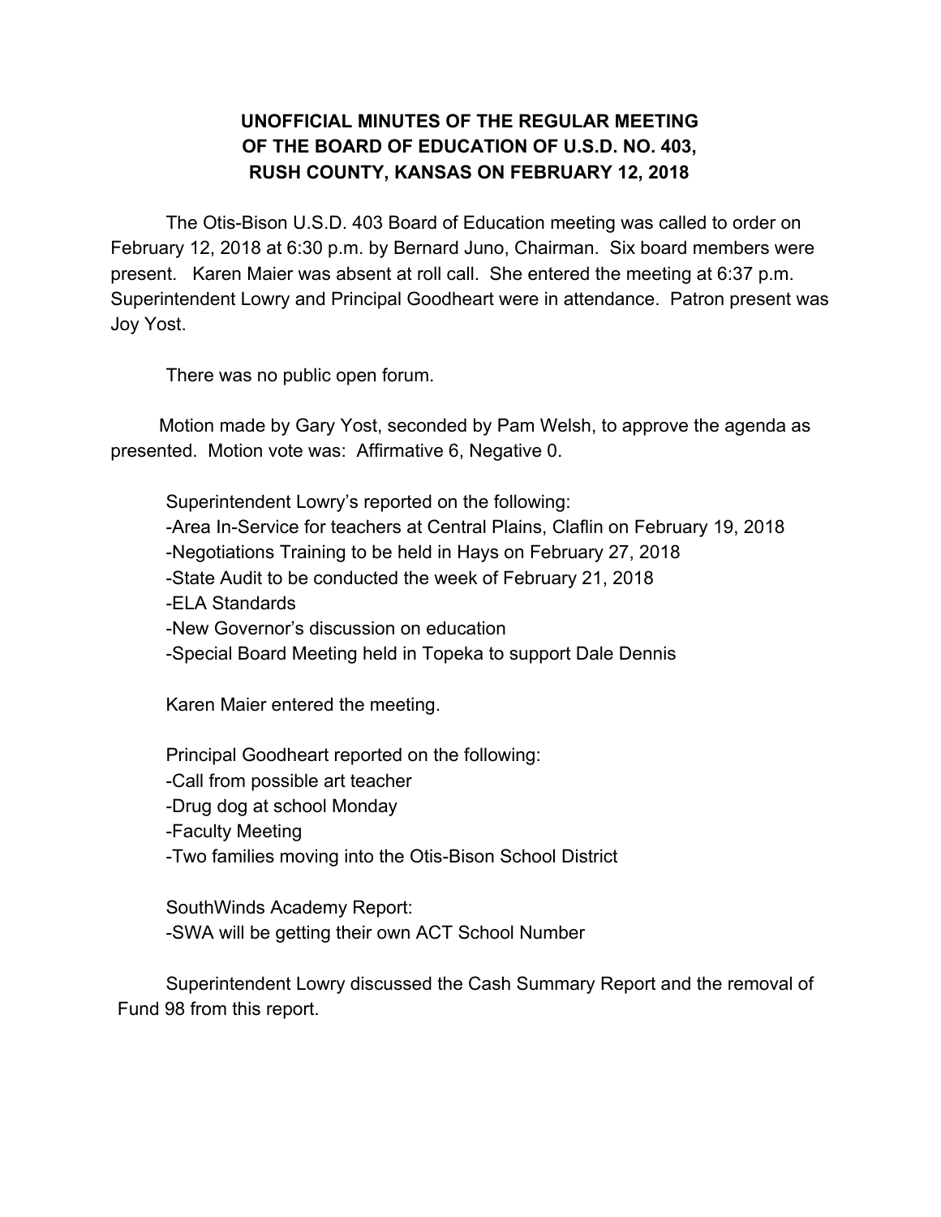**UNOFFICIAL MINUTES OF THE REGULAR MEETING OF THE BOARD OF EDUCATION OF U.S.D. NO. 403, RUSH COUNTY, KANSAS ON FEBRUARY 12, 2018**

The Otis-Bison U.S.D. 403 Board of Education meeting was called to order on February 12, 2018 at 6:30 p.m. by Bernard Juno, Chairman. Six board members were present. Karen Maier was absent at roll call. She entered the meeting at 6:37 p.m. Superintendent Lowry and Principal Goodheart were in attendance. Patron present was Joy Yost.

There was no public open forum.

Motion made by Gary Yost, seconded by Pam Welsh, to approve the agenda as presented. Motion vote was: Affirmative 6, Negative 0.

Superintendent Lowry's reported on the following:

- Area In-Service for teachers at Central Plains, Claflin on February 19, 2018
- Negotiations Training to be held in Hays on February 27, 2018
- State Audit to be conducted the week of February 21, 2018
- ELA Standards
- New Governor's discussion on education
- Special Board Meeting held in Topeka to support Dale Dennis

Karen Maier entered the meeting.

Principal Goodheart reported on the following:

- Call from possible art teacher
- Drug dog at school Monday
- Faculty Meeting
- Two families moving into the Otis-Bison School District

SouthWinds Academy Report:

- SWA will be getting their own ACT School Number

Superintendent Lowry discussed the Cash Summary Report and the removal of Fund 98 from this report.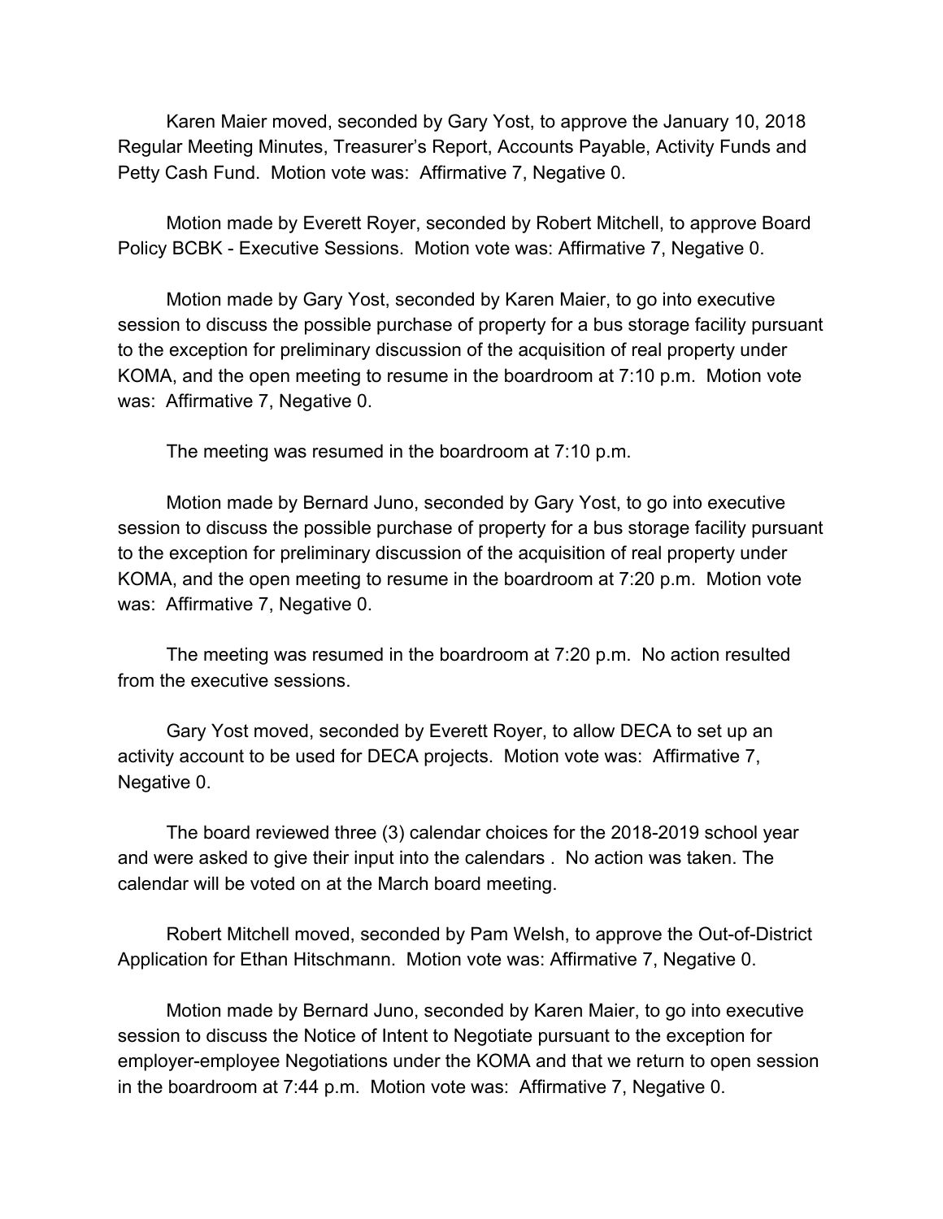Karen Maier moved, seconded by Gary Yost, to approve the January 10, 2018 Regular Meeting Minutes, Treasurer's Report, Accounts Payable, Activity Funds and Petty Cash Fund. Motion vote was: Affirmative 7, Negative 0.

Motion made by Everett Royer, seconded by Robert Mitchell, to approve Board Policy BCBK - Executive Sessions. Motion vote was: Affirmative 7, Negative 0.

Motion made by Gary Yost, seconded by Karen Maier, to go into executive session to discuss the possible purchase of property for a bus storage facility pursuant to the exception for preliminary discussion of the acquisition of real property under KOMA, and the open meeting to resume in the boardroom at 7:10 p.m. Motion vote was: Affirmative 7, Negative 0.

The meeting was resumed in the boardroom at 7:10 p.m.

Motion made by Bernard Juno, seconded by Gary Yost, to go into executive session to discuss the possible purchase of property for a bus storage facility pursuant to the exception for preliminary discussion of the acquisition of real property under KOMA, and the open meeting to resume in the boardroom at 7:20 p.m. Motion vote was: Affirmative 7, Negative 0.

The meeting was resumed in the boardroom at 7:20 p.m. No action resulted from the executive sessions.

Gary Yost moved, seconded by Everett Royer, to allow DECA to set up an activity account to be used for DECA projects. Motion vote was: Affirmative 7, Negative 0.

The board reviewed three (3) calendar choices for the 2018-2019 school year and were asked to give their input into the calendars . No action was taken. The calendar will be voted on at the March board meeting.

Robert Mitchell moved, seconded by Pam Welsh, to approve the Out-of-District Application for Ethan Hitschmann. Motion vote was: Affirmative 7, Negative 0.

Motion made by Bernard Juno, seconded by Karen Maier, to go into executive session to discuss the Notice of Intent to Negotiate pursuant to the exception for employer-employee Negotiations under the KOMA and that we return to open session in the boardroom at 7:44 p.m. Motion vote was: Affirmative 7, Negative 0.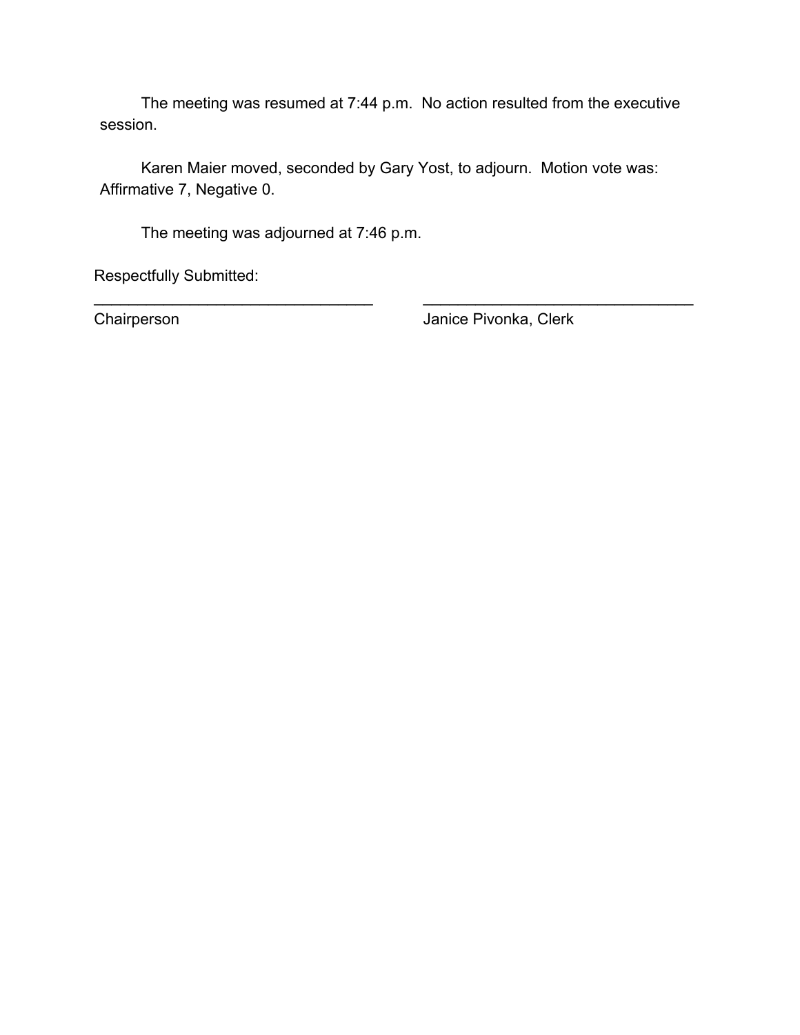The meeting was resumed at 7:44 p.m. No action resulted from the executive session.

Karen Maier moved, seconded by Gary Yost, to adjourn. Motion vote was: Affirmative 7, Negative 0.

The meeting was adjourned at 7:46 p.m.

Respectfully Submitted:

| | |
|---|---|
| ________________________________ | ________________________________ |
| Chairperson | Janice Pivonka, Clerk |